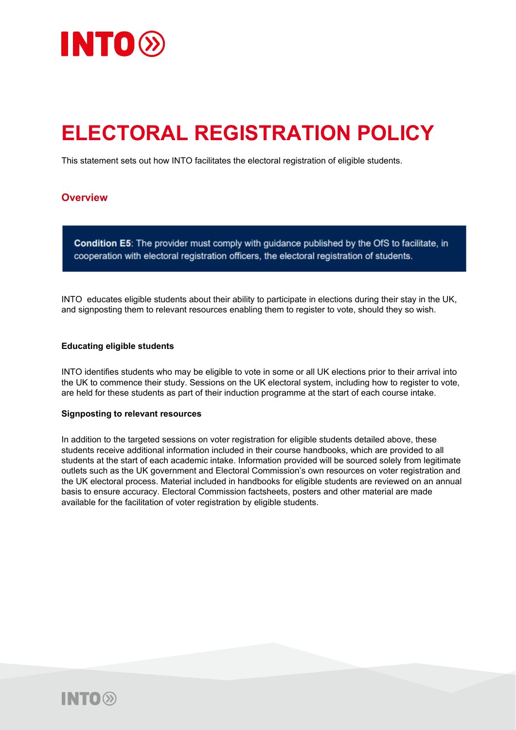# ELECTORAL REGISTRATION POLICY

This statement sets out how INTO facilitates the electoral registration of eligible students.

## Overview

> **Condition E5**: The provider must comply with guidance published by the OfS to facilitate, in cooperation with electoral registration officers, the electoral registration of students.

INTO educates eligible students about their ability to participate in elections during their stay in the UK, and signposting them to relevant resources enabling them to register to vote, should they so wish.

### Educating eligible students

INTO identifies students who may be eligible to vote in some or all UK elections prior to their arrival into the UK to commence their study. Sessions on the UK electoral system, including how to register to vote, are held for these students as part of their induction programme at the start of each course intake.

### Signposting to relevant resources

In addition to the targeted sessions on voter registration for eligible students detailed above, these students receive additional information included in their course handbooks, which are provided to all students at the start of each academic intake. Information provided will be sourced solely from legitimate outlets such as the UK government and Electoral Commission's own resources on voter registration and the UK electoral process. Material included in handbooks for eligible students are reviewed on an annual basis to ensure accuracy. Electoral Commission factsheets, posters and other material are made available for the facilitation of voter registration by eligible students.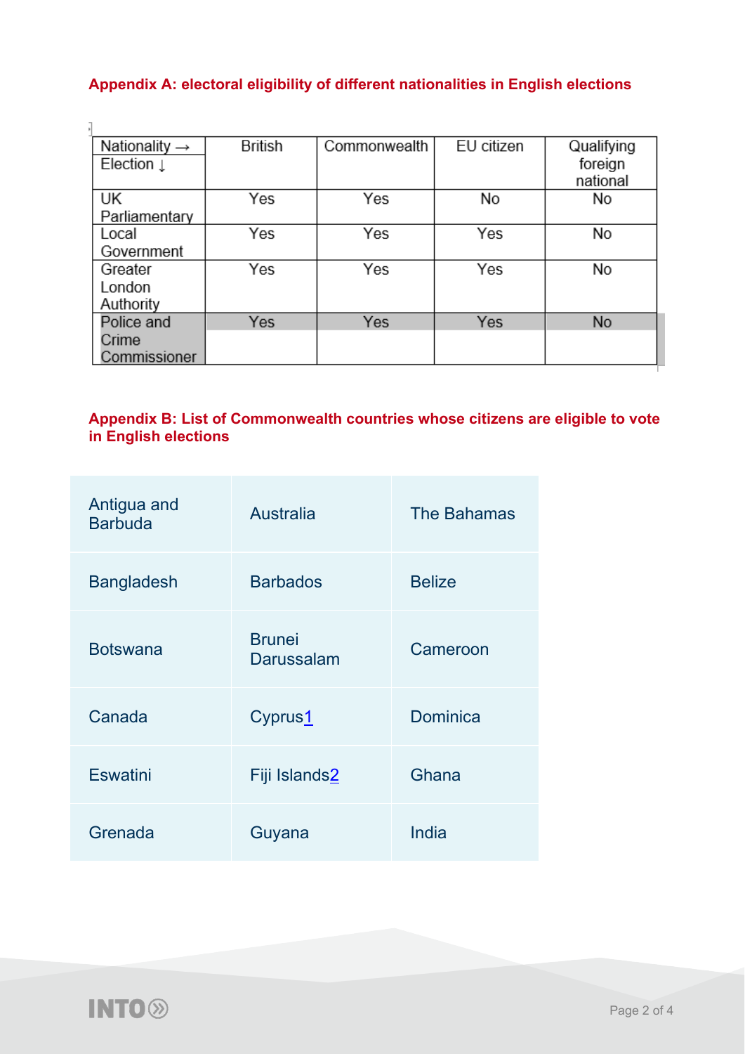## Appendix A: electoral eligibility of different nationalities in English elections

| Nationality → <br> Election ↓ | British | Commonwealth | EU citizen | Qualifying foreign national |
|---|---|---|---|---|
| UK Parliamentary | Yes | Yes | No | No |
| Local Government | Yes | Yes | Yes | No |
| Greater London Authority | Yes | Yes | Yes | No |
| Police and Crime Commissioner | Yes | Yes | Yes | No |

## Appendix B: List of Commonwealth countries whose citizens are eligible to vote in English elections

| | | |
|---|---|---|
| Antigua and Barbuda | Australia | The Bahamas |
| Bangladesh | Barbados | Belize |
| Botswana | Brunei Darussalam | Cameroon |
| Canada | Cyprus[1] | Dominica |
| Eswatini | Fiji Islands[2] | Ghana |
| Grenada | Guyana | India |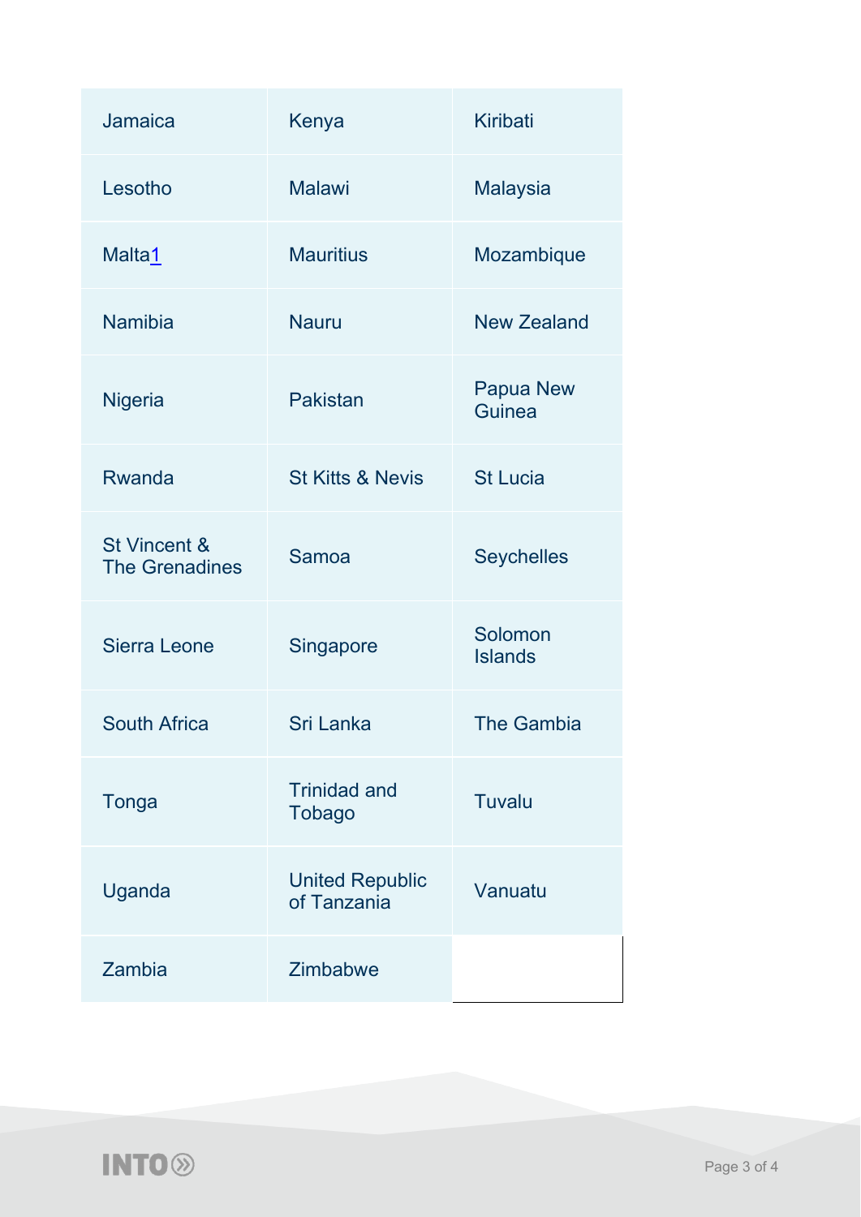| | | |
|---|---|---|
| Jamaica | Kenya | Kiribati |
| Lesotho | Malawi | Malaysia |
| Malta[1] | Mauritius | Mozambique |
| Namibia | Nauru | New Zealand |
| Nigeria | Pakistan | Papua New Guinea |
| Rwanda | St Kitts & Nevis | St Lucia |
| St Vincent & The Grenadines | Samoa | Seychelles |
| Sierra Leone | Singapore | Solomon Islands |
| South Africa | Sri Lanka | The Gambia |
| Tonga | Trinidad and Tobago | Tuvalu |
| Uganda | United Republic of Tanzania | Vanuatu |
| Zambia | Zimbabwe | |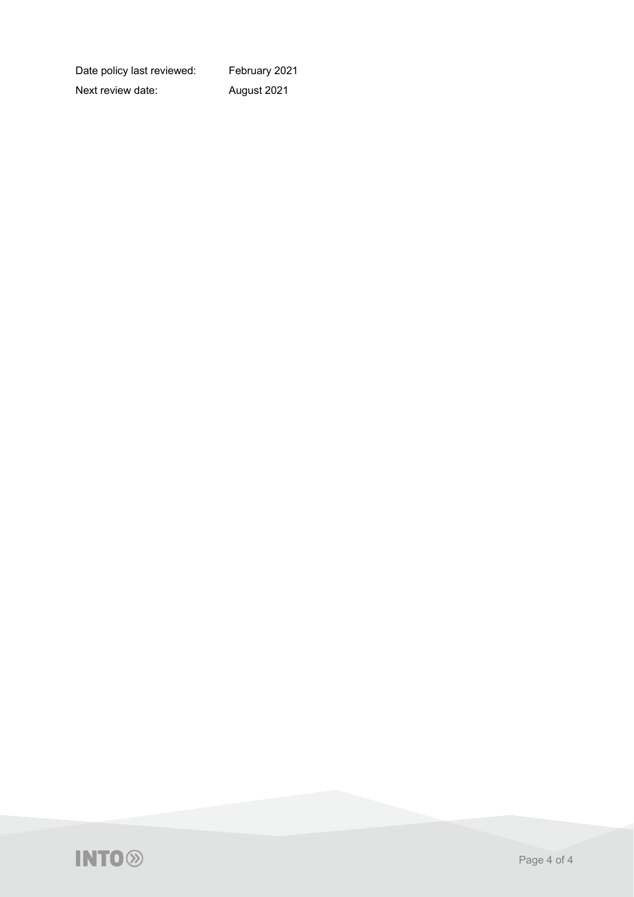| | |
|---|---|
| Date policy last reviewed: | February 2021 |
| Next review date: | August 2021 |